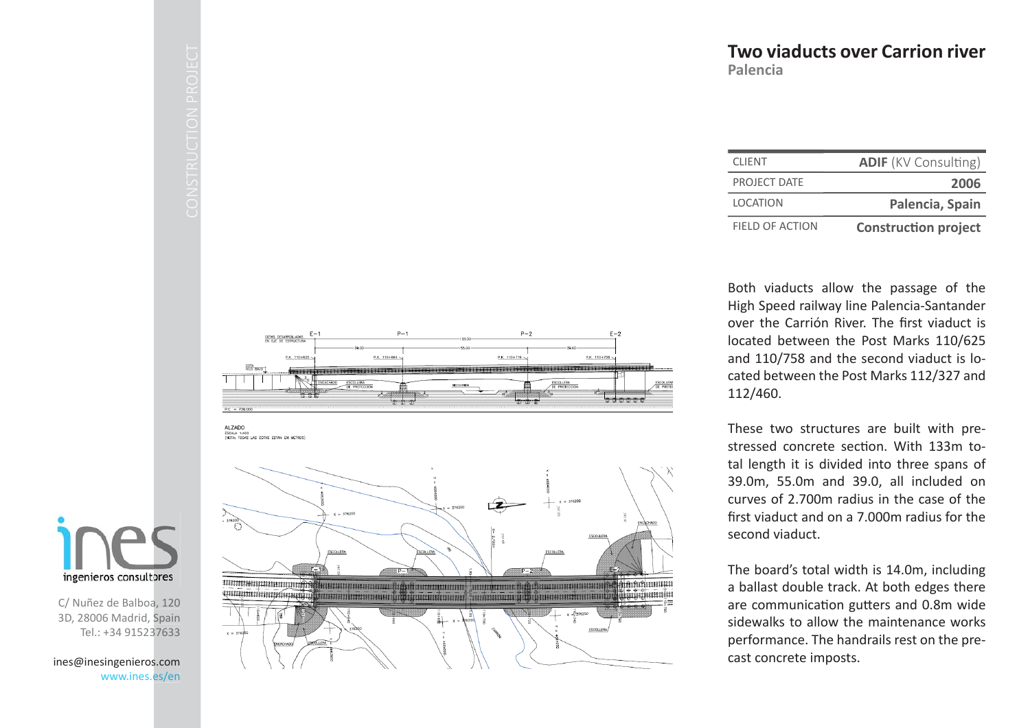# Two viaducts over Carrion river

**Palencia**

| CLIENT | **ADIF** (KV Consulting) |
|---|---|
| PROJECT DATE | **2006** |
| LOCATION | **Palencia, Spain** |
| FIELD OF ACTION | **Construction project** |

Both viaducts allow the passage of the High Speed railway line Palencia-Santander over the Carrión River. The first viaduct is located between the Post Marks 110/625 and 110/758 and the second viaduct is located between the Post Marks 112/327 and 112/460.

These two structures are built with pre-stressed concrete section. With 133m total length it is divided into three spans of 39.0m, 55.0m and 39.0, all included on curves of 2.700m radius in the case of the first viaduct and on a 7.000m radius for the second viaduct.

The board's total width is 14.0m, including a ballast double track. At both edges there are communication gutters and 0.8m wide sidewalks to allow the maintenance works performance. The handrails rest on the pre-cast concrete imposts.

ines ingenieros consultores

C/ Nuñez de Balboa, 120
3D, 28006 Madrid, Spain
Tel.: +34 915237633

ines@inesingenieros.com
www.ines.es/en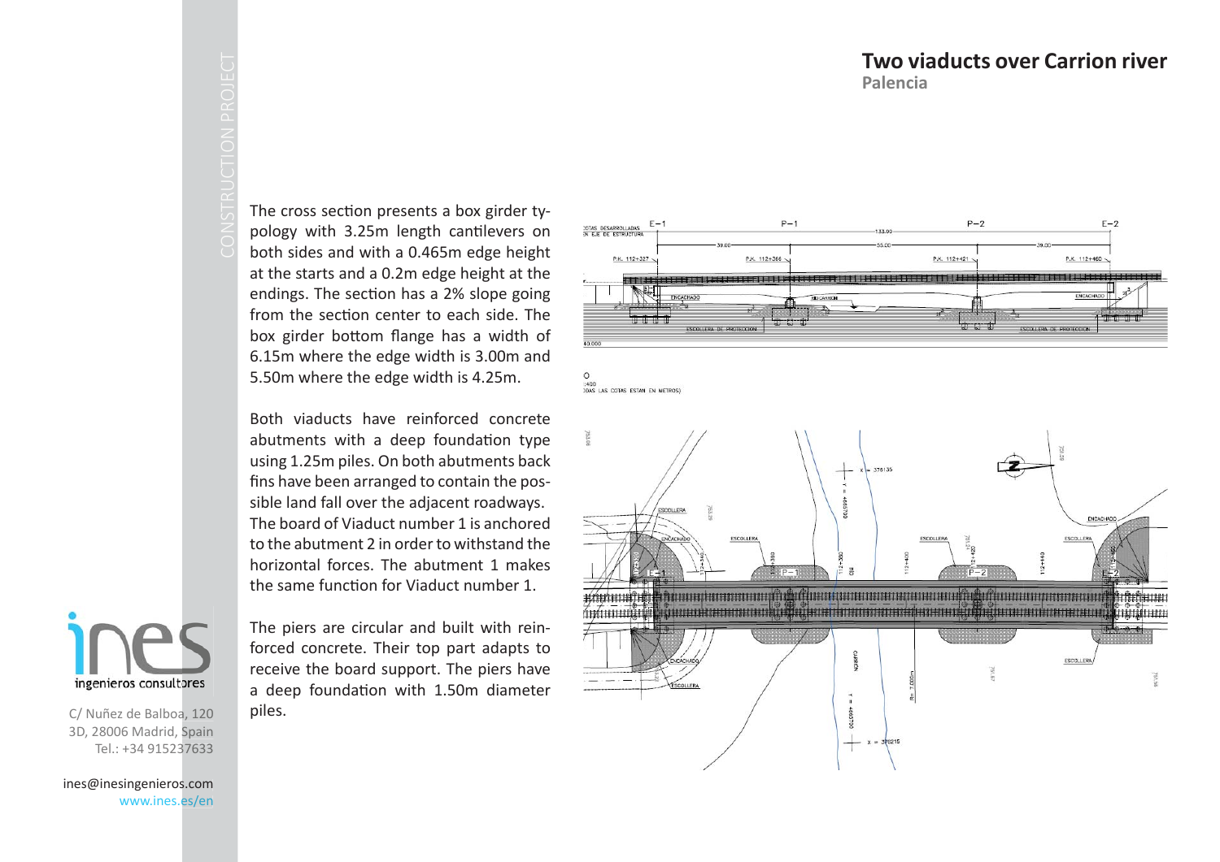# Two viaducts over Carrion river

**Palencia**

The cross section presents a box girder typology with 3.25m length cantilevers on both sides and with a 0.465m edge height at the starts and a 0.2m edge height at the endings. The section has a 2% slope going from the section center to each side. The box girder bottom flange has a width of 6.15m where the edge width is 3.00m and 5.50m where the edge width is 4.25m.

Both viaducts have reinforced concrete abutments with a deep foundation type using 1.25m piles. On both abutments back fins have been arranged to contain the possible land fall over the adjacent roadways. The board of Viaduct number 1 is anchored to the abutment 2 in order to withstand the horizontal forces. The abutment 1 makes the same function for Viaduct number 1.

The piers are circular and built with reinforced concrete. Their top part adapts to receive the board support. The piers have a deep foundation with 1.50m diameter piles.

ines
ingenieros consultores

C/ Nuñez de Balboa, 120
3D, 28006 Madrid, Spain
Tel.: +34 915237633

ines@inesingenieros.com
www.ines.es/en